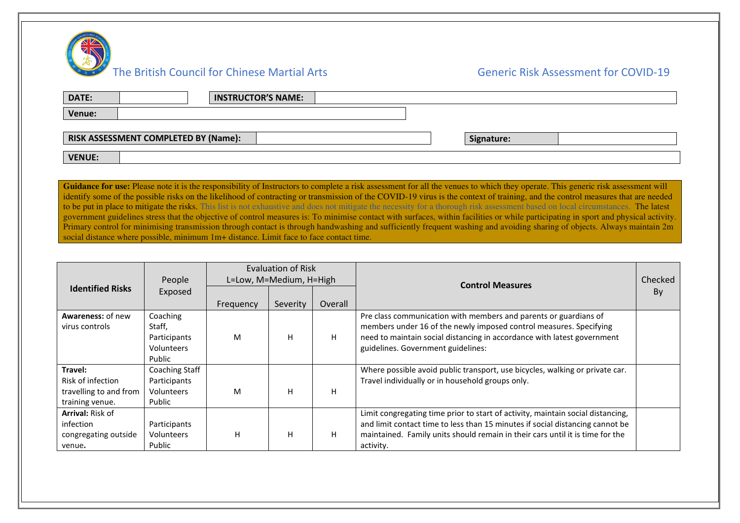# The British Council for Chinese Martial Arts

## Generic Risk Assessment for COVID-19

| **DATE:** | | **INSTRUCTOR'S NAME:** | |
|---|---|---|---|
| **Venue:** | | | |

| **RISK ASSESSMENT COMPLETED BY (Name):** | | **Signature:** | |
|---|---|---|---|
| **VENUE:** | | | |

**Guidance for use:** Please note it is the responsibility of Instructors to complete a risk assessment for all the venues to which they operate. This generic risk assessment will identify some of the possible risks on the likelihood of contracting or transmission of the COVID-19 virus is the context of training, and the control measures that are needed to be put in place to mitigate the risks. This list is not exhaustive and does not mitigate the necessity for a thorough risk assessment based on local circumstances. The latest government guidelines stress that the objective of control measures is: To minimise contact with surfaces, within facilities or while participating in sport and physical activity. Primary control for minimising transmission through contact is through handwashing and sufficiently frequent washing and avoiding sharing of objects. Always maintain 2m social distance where possible, minimum 1m+ distance. Limit face to face contact time.

| **Identified Risks** | People Exposed | Evaluation of Risk L=Low, M=Medium, H=High | | | **Control Measures** | Checked By |
|---|---|---|---|---|---|---|
| | | Frequency | Severity | Overall | | |
| **Awareness:** of new virus controls | Coaching Staff, Participants Volunteers Public | M | H | H | Pre class communication with members and parents or guardians of members under 16 of the newly imposed control measures. Specifying need to maintain social distancing in accordance with latest government guidelines. Government guidelines: | |
| **Travel:** Risk of infection travelling to and from training venue. | Coaching Staff Participants Volunteers Public | M | H | H | Where possible avoid public transport, use bicycles, walking or private car. Travel individually or in household groups only. | |
| **Arrival:** Risk of infection congregating outside venue**.** | Participants Volunteers Public | H | H | H | Limit congregating time prior to start of activity, maintain social distancing, and limit contact time to less than 15 minutes if social distancing cannot be maintained. Family units should remain in their cars until it is time for the activity. | |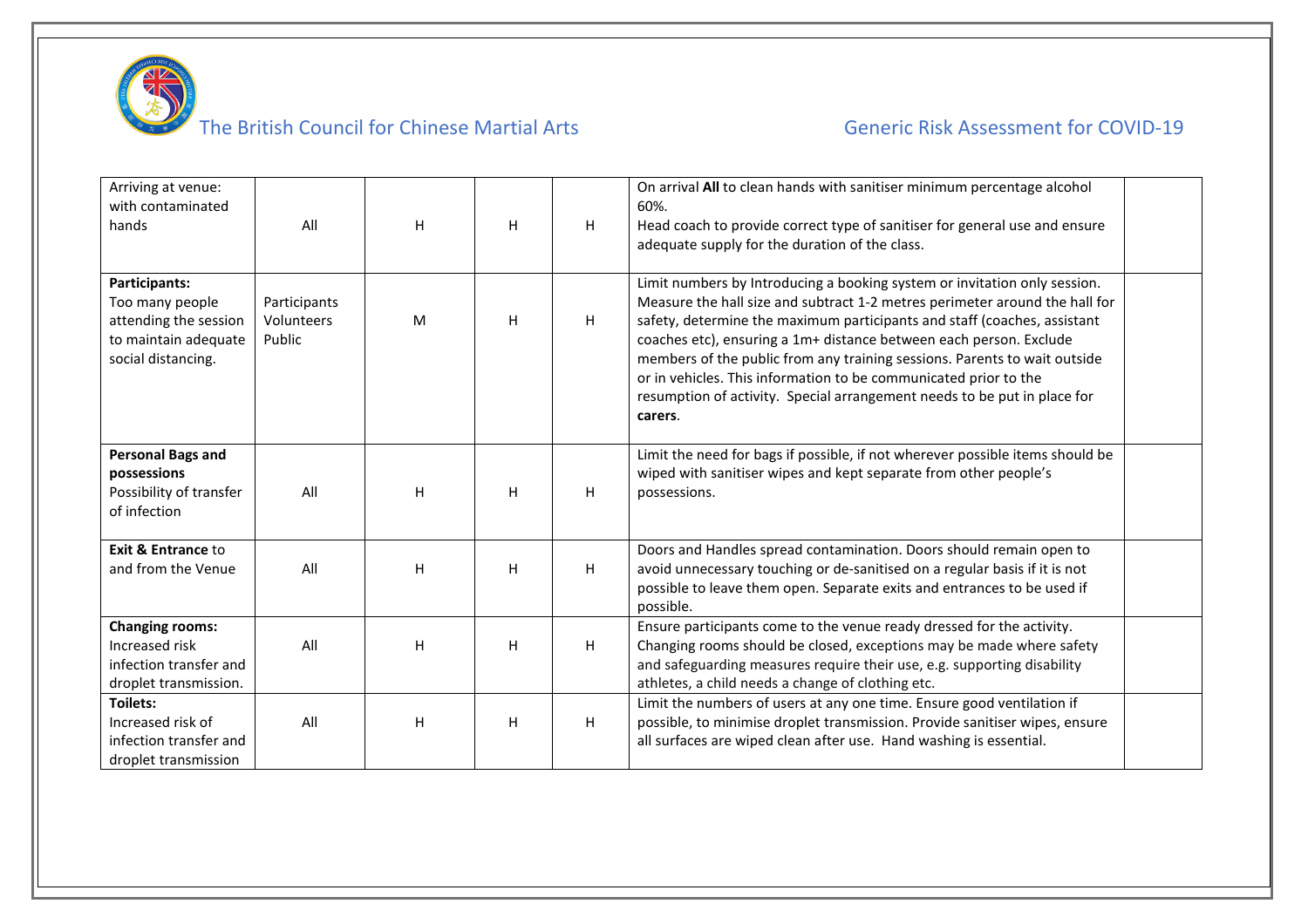| Arriving at venue: with contaminated hands | All | H | H | H | On arrival **All** to clean hands with sanitiser minimum percentage alcohol 60%. Head coach to provide correct type of sanitiser for general use and ensure adequate supply for the duration of the class. | |
|---|---|---|---|---|---|---|
| **Participants:** Too many people attending the session to maintain adequate social distancing. | Participants Volunteers Public | M | H | H | Limit numbers by Introducing a booking system or invitation only session. Measure the hall size and subtract 1-2 metres perimeter around the hall for safety, determine the maximum participants and staff (coaches, assistant coaches etc), ensuring a 1m+ distance between each person. Exclude members of the public from any training sessions. Parents to wait outside or in vehicles. This information to be communicated prior to the resumption of activity. Special arrangement needs to be put in place for **carers**. | |
| **Personal Bags and possessions** Possibility of transfer of infection | All | H | H | H | Limit the need for bags if possible, if not wherever possible items should be wiped with sanitiser wipes and kept separate from other people's possessions. | |
| **Exit & Entrance** to and from the Venue | All | H | H | H | Doors and Handles spread contamination. Doors should remain open to avoid unnecessary touching or de-sanitised on a regular basis if it is not possible to leave them open. Separate exits and entrances to be used if possible. | |
| **Changing rooms:** Increased risk infection transfer and droplet transmission. | All | H | H | H | Ensure participants come to the venue ready dressed for the activity. Changing rooms should be closed, exceptions may be made where safety and safeguarding measures require their use, e.g. supporting disability athletes, a child needs a change of clothing etc. | |
| **Toilets:** Increased risk of infection transfer and droplet transmission | All | H | H | H | Limit the numbers of users at any one time. Ensure good ventilation if possible, to minimise droplet transmission. Provide sanitiser wipes, ensure all surfaces are wiped clean after use. Hand washing is essential. | |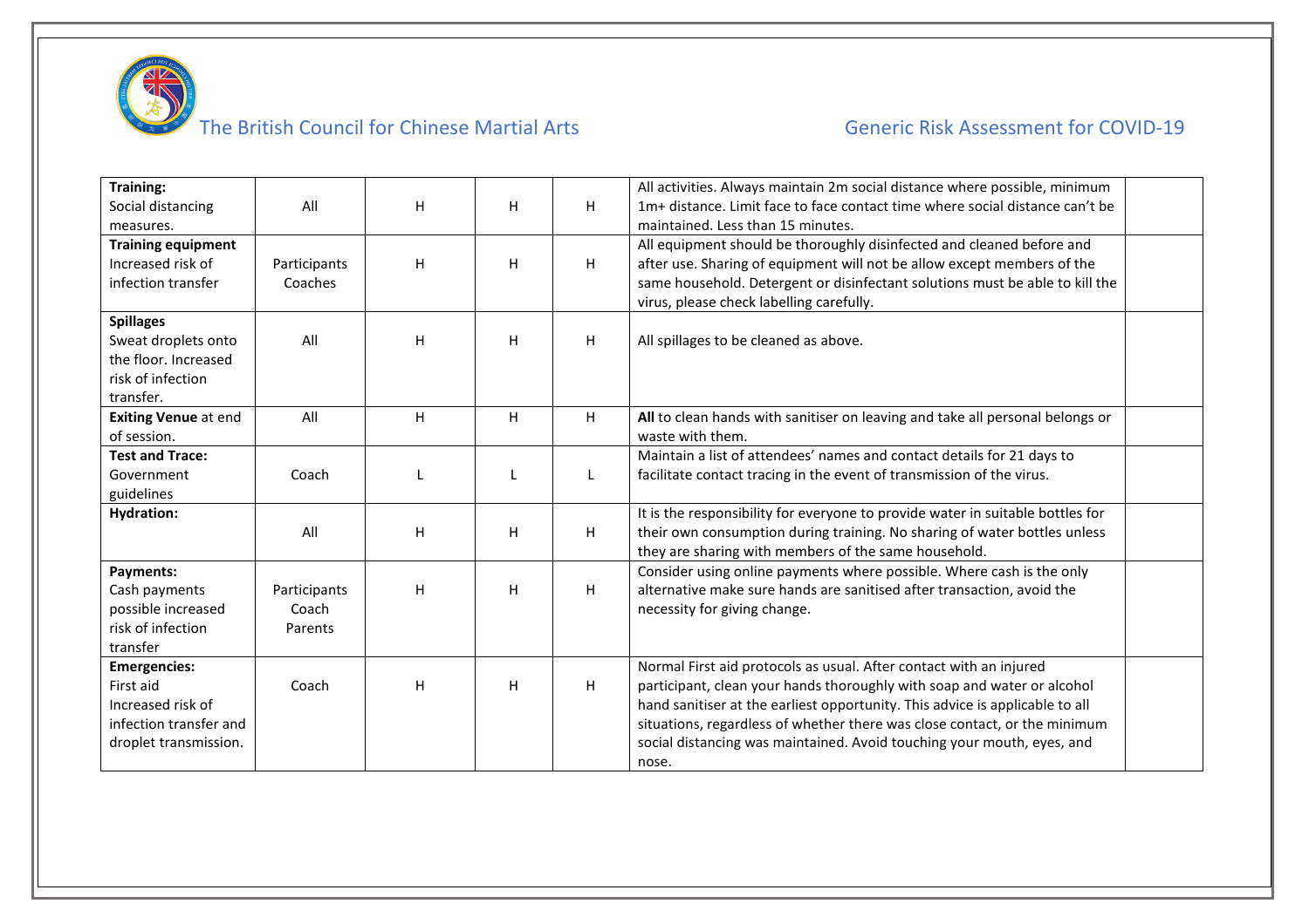| | | | | | | |
|---|---|---|---|---|---|---|
| **Training:** Social distancing measures. | All | H | H | H | All activities. Always maintain 2m social distance where possible, minimum 1m+ distance. Limit face to face contact time where social distance can't be maintained. Less than 15 minutes. | |
| **Training equipment** Increased risk of infection transfer | Participants Coaches | H | H | H | All equipment should be thoroughly disinfected and cleaned before and after use. Sharing of equipment will not be allow except members of the same household. Detergent or disinfectant solutions must be able to kill the virus, please check labelling carefully. | |
| **Spillages** Sweat droplets onto the floor. Increased risk of infection transfer. | All | H | H | H | All spillages to be cleaned as above. | |
| **Exiting Venue** at end of session. | All | H | H | H | **All** to clean hands with sanitiser on leaving and take all personal belongs or waste with them. | |
| **Test and Trace:** Government guidelines | Coach | L | L | L | Maintain a list of attendees' names and contact details for 21 days to facilitate contact tracing in the event of transmission of the virus. | |
| **Hydration:** | All | H | H | H | It is the responsibility for everyone to provide water in suitable bottles for their own consumption during training. No sharing of water bottles unless they are sharing with members of the same household. | |
| **Payments:** Cash payments possible increased risk of infection transfer | Participants Coach Parents | H | H | H | Consider using online payments where possible. Where cash is the only alternative make sure hands are sanitised after transaction, avoid the necessity for giving change. | |
| **Emergencies:** First aid Increased risk of infection transfer and droplet transmission. | Coach | H | H | H | Normal First aid protocols as usual. After contact with an injured participant, clean your hands thoroughly with soap and water or alcohol hand sanitiser at the earliest opportunity. This advice is applicable to all situations, regardless of whether there was close contact, or the minimum social distancing was maintained. Avoid touching your mouth, eyes, and nose. | |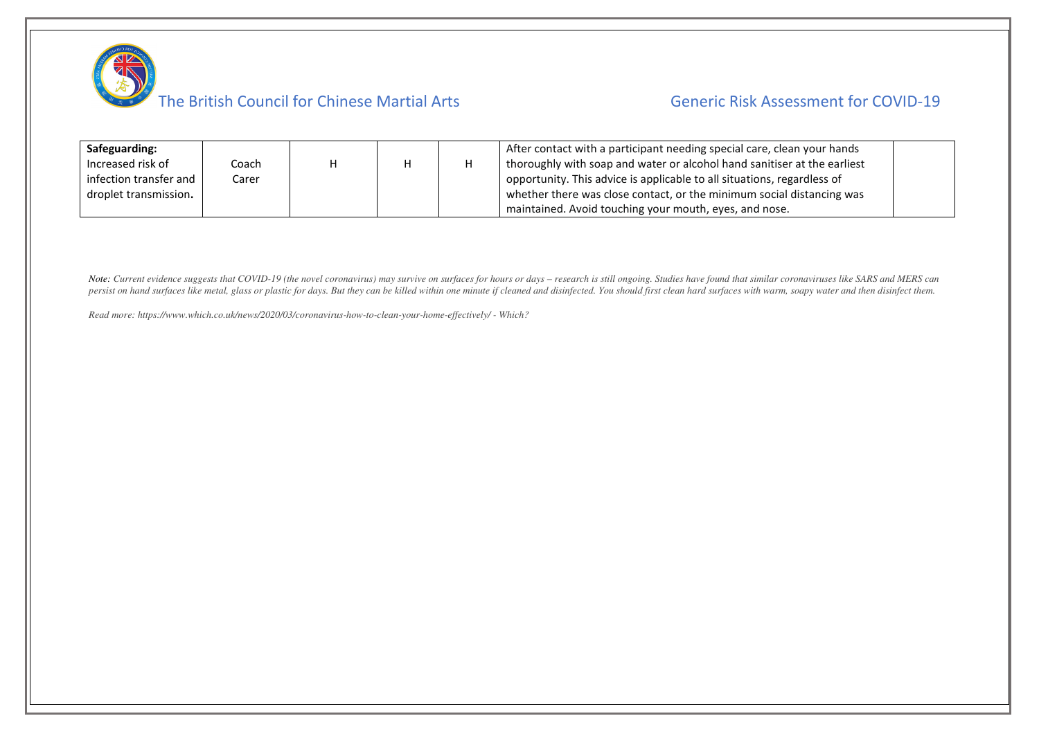| | | | | | | |
|---|---|---|---|---|---|---|
| **Safeguarding:** Increased risk of infection transfer and droplet transmission**.** | Coach Carer | H | H | H | After contact with a participant needing special care, clean your hands thoroughly with soap and water or alcohol hand sanitiser at the earliest opportunity. This advice is applicable to all situations, regardless of whether there was close contact, or the minimum social distancing was maintained. Avoid touching your mouth, eyes, and nose. | |

***Note:** Current evidence suggests that COVID-19 (the novel coronavirus) may survive on surfaces for hours or days – research is still ongoing. Studies have found that similar coronaviruses like SARS and MERS can persist on hand surfaces like metal, glass or plastic for days. But they can be killed within one minute if cleaned and disinfected. You should first clean hard surfaces with warm, soapy water and then disinfect them.*

*Read more: https://www.which.co.uk/news/2020/03/coronavirus-how-to-clean-your-home-effectively/ - Which?*